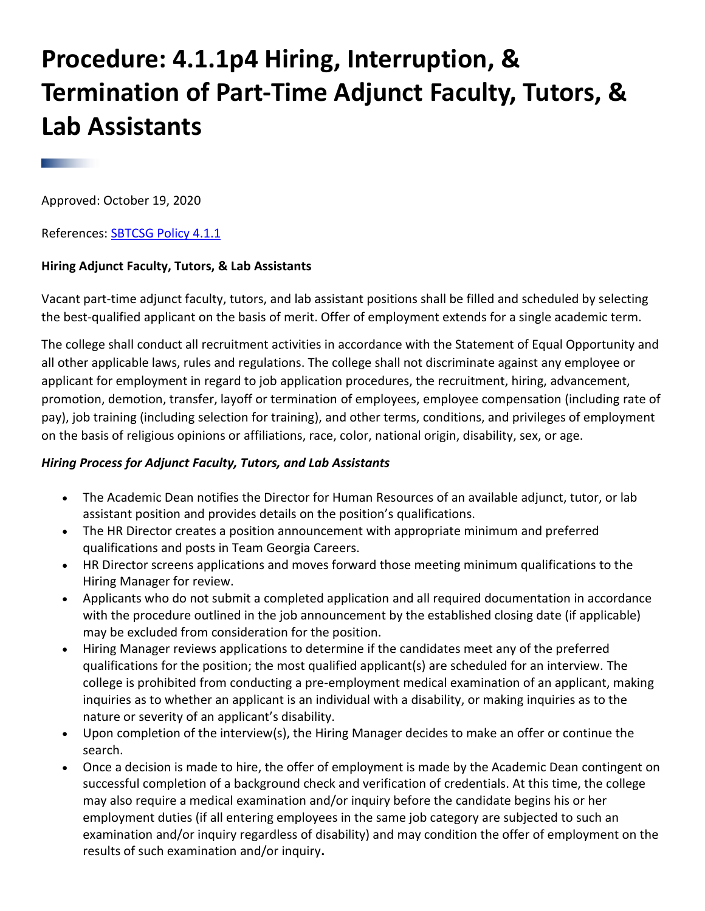# Procedure: 4.1.1p4 Hiring, Interruption, & Termination of Part-Time Adjunct Faculty, Tutors, & Lab Assistants

Approved: October 19, 2020

References: SBTCSG Policy 4.1.1

**Hiring Adjunct Faculty, Tutors, & Lab Assistants**

Vacant part-time adjunct faculty, tutors, and lab assistant positions shall be filled and scheduled by selecting the best-qualified applicant on the basis of merit. Offer of employment extends for a single academic term.

The college shall conduct all recruitment activities in accordance with the Statement of Equal Opportunity and all other applicable laws, rules and regulations. The college shall not discriminate against any employee or applicant for employment in regard to job application procedures, the recruitment, hiring, advancement, promotion, demotion, transfer, layoff or termination of employees, employee compensation (including rate of pay), job training (including selection for training), and other terms, conditions, and privileges of employment on the basis of religious opinions or affiliations, race, color, national origin, disability, sex, or age.

***Hiring Process for Adjunct Faculty, Tutors, and Lab Assistants***

- The Academic Dean notifies the Director for Human Resources of an available adjunct, tutor, or lab assistant position and provides details on the position's qualifications.
- The HR Director creates a position announcement with appropriate minimum and preferred qualifications and posts in Team Georgia Careers.
- HR Director screens applications and moves forward those meeting minimum qualifications to the Hiring Manager for review.
- Applicants who do not submit a completed application and all required documentation in accordance with the procedure outlined in the job announcement by the established closing date (if applicable) may be excluded from consideration for the position.
- Hiring Manager reviews applications to determine if the candidates meet any of the preferred qualifications for the position; the most qualified applicant(s) are scheduled for an interview. The college is prohibited from conducting a pre-employment medical examination of an applicant, making inquiries as to whether an applicant is an individual with a disability, or making inquiries as to the nature or severity of an applicant's disability.
- Upon completion of the interview(s), the Hiring Manager decides to make an offer or continue the search.
- Once a decision is made to hire, the offer of employment is made by the Academic Dean contingent on successful completion of a background check and verification of credentials. At this time, the college may also require a medical examination and/or inquiry before the candidate begins his or her employment duties (if all entering employees in the same job category are subjected to such an examination and/or inquiry regardless of disability) and may condition the offer of employment on the results of such examination and/or inquiry**.**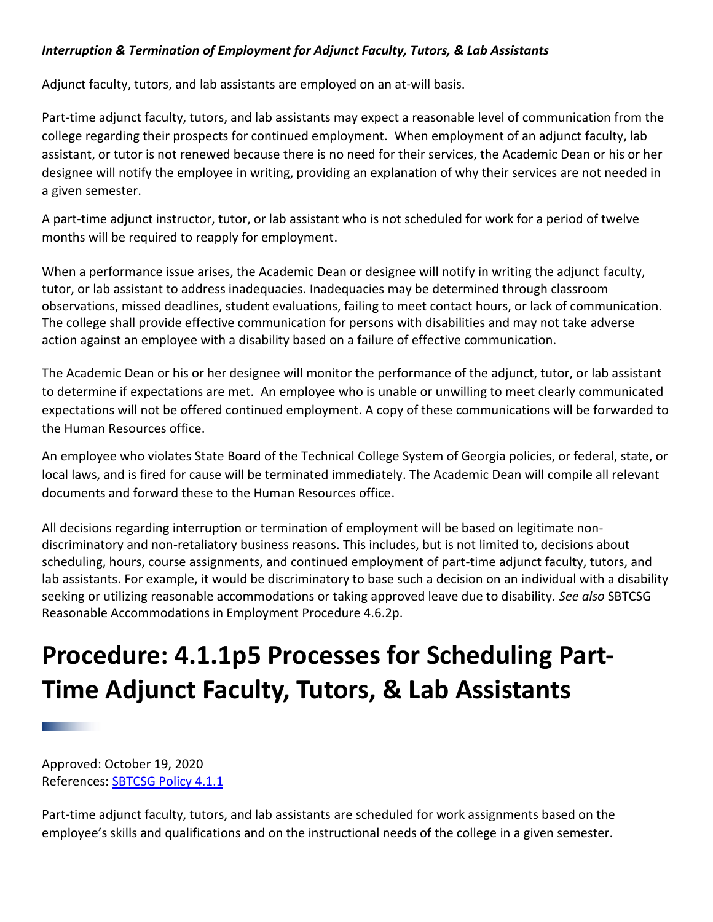***Interruption & Termination of Employment for Adjunct Faculty, Tutors, & Lab Assistants***

Adjunct faculty, tutors, and lab assistants are employed on an at-will basis.

Part-time adjunct faculty, tutors, and lab assistants may expect a reasonable level of communication from the college regarding their prospects for continued employment. When employment of an adjunct faculty, lab assistant, or tutor is not renewed because there is no need for their services, the Academic Dean or his or her designee will notify the employee in writing, providing an explanation of why their services are not needed in a given semester.

A part-time adjunct instructor, tutor, or lab assistant who is not scheduled for work for a period of twelve months will be required to reapply for employment.

When a performance issue arises, the Academic Dean or designee will notify in writing the adjunct faculty, tutor, or lab assistant to address inadequacies. Inadequacies may be determined through classroom observations, missed deadlines, student evaluations, failing to meet contact hours, or lack of communication. The college shall provide effective communication for persons with disabilities and may not take adverse action against an employee with a disability based on a failure of effective communication.

The Academic Dean or his or her designee will monitor the performance of the adjunct, tutor, or lab assistant to determine if expectations are met. An employee who is unable or unwilling to meet clearly communicated expectations will not be offered continued employment. A copy of these communications will be forwarded to the Human Resources office.

An employee who violates State Board of the Technical College System of Georgia policies, or federal, state, or local laws, and is fired for cause will be terminated immediately. The Academic Dean will compile all relevant documents and forward these to the Human Resources office.

All decisions regarding interruption or termination of employment will be based on legitimate non-discriminatory and non-retaliatory business reasons. This includes, but is not limited to, decisions about scheduling, hours, course assignments, and continued employment of part-time adjunct faculty, tutors, and lab assistants. For example, it would be discriminatory to base such a decision on an individual with a disability seeking or utilizing reasonable accommodations or taking approved leave due to disability. *See also* SBTCSG Reasonable Accommodations in Employment Procedure 4.6.2p.

# Procedure: 4.1.1p5 Processes for Scheduling Part-Time Adjunct Faculty, Tutors, & Lab Assistants

Approved: October 19, 2020
References: SBTCSG Policy 4.1.1

Part-time adjunct faculty, tutors, and lab assistants are scheduled for work assignments based on the employee's skills and qualifications and on the instructional needs of the college in a given semester.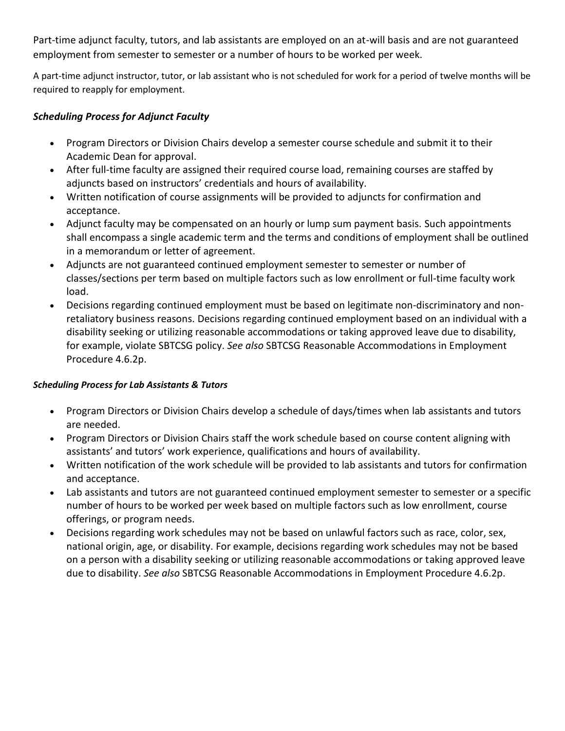Part-time adjunct faculty, tutors, and lab assistants are employed on an at-will basis and are not guaranteed employment from semester to semester or a number of hours to be worked per week.

A part-time adjunct instructor, tutor, or lab assistant who is not scheduled for work for a period of twelve months will be required to reapply for employment.

***Scheduling Process for Adjunct Faculty***

- Program Directors or Division Chairs develop a semester course schedule and submit it to their Academic Dean for approval.
- After full-time faculty are assigned their required course load, remaining courses are staffed by adjuncts based on instructors' credentials and hours of availability.
- Written notification of course assignments will be provided to adjuncts for confirmation and acceptance.
- Adjunct faculty may be compensated on an hourly or lump sum payment basis. Such appointments shall encompass a single academic term and the terms and conditions of employment shall be outlined in a memorandum or letter of agreement.
- Adjuncts are not guaranteed continued employment semester to semester or number of classes/sections per term based on multiple factors such as low enrollment or full-time faculty work load.
- Decisions regarding continued employment must be based on legitimate non-discriminatory and non-retaliatory business reasons. Decisions regarding continued employment based on an individual with a disability seeking or utilizing reasonable accommodations or taking approved leave due to disability, for example, violate SBTCSG policy. *See also* SBTCSG Reasonable Accommodations in Employment Procedure 4.6.2p.

***Scheduling Process for Lab Assistants & Tutors***

- Program Directors or Division Chairs develop a schedule of days/times when lab assistants and tutors are needed.
- Program Directors or Division Chairs staff the work schedule based on course content aligning with assistants' and tutors' work experience, qualifications and hours of availability.
- Written notification of the work schedule will be provided to lab assistants and tutors for confirmation and acceptance.
- Lab assistants and tutors are not guaranteed continued employment semester to semester or a specific number of hours to be worked per week based on multiple factors such as low enrollment, course offerings, or program needs.
- Decisions regarding work schedules may not be based on unlawful factors such as race, color, sex, national origin, age, or disability. For example, decisions regarding work schedules may not be based on a person with a disability seeking or utilizing reasonable accommodations or taking approved leave due to disability. *See also* SBTCSG Reasonable Accommodations in Employment Procedure 4.6.2p.